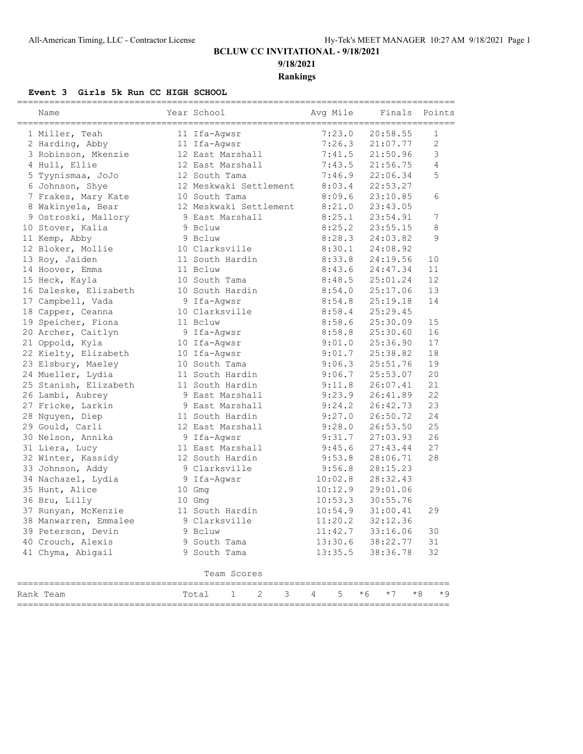# BCLUW CC INVITATIONAL - 9/18/2021

**9/18/2021**

**Rankings**

### Event 3 Girls 5k Run CC HIGH SCHOOL

| Name | Year | School | Avg Mile | Finals | Points |
|---|---|---|---|---|---|
| 1 Miller, Teah | 11 | Ifa-Agwsr | 7:23.0 | 20:58.55 | 1 |
| 2 Harding, Abby | 11 | Ifa-Agwsr | 7:26.3 | 21:07.77 | 2 |
| 3 Robinson, Mkenzie | 12 | East Marshall | 7:41.5 | 21:50.96 | 3 |
| 4 Hull, Ellie | 12 | East Marshall | 7:43.5 | 21:56.75 | 4 |
| 5 Tyynismaa, JoJo | 12 | South Tama | 7:46.9 | 22:06.34 | 5 |
| 6 Johnson, Shye | 12 | Meskwaki Settlement | 8:03.4 | 22:53.27 | |
| 7 Frakes, Mary Kate | 10 | South Tama | 8:09.6 | 23:10.85 | 6 |
| 8 Wakinyela, Bear | 12 | Meskwaki Settlement | 8:21.0 | 23:43.05 | |
| 9 Ostroski, Mallory | 9 | East Marshall | 8:25.1 | 23:54.91 | 7 |
| 10 Stover, Kalia | 9 | Bcluw | 8:25.2 | 23:55.15 | 8 |
| 11 Kemp, Abby | 9 | Bcluw | 8:28.3 | 24:03.82 | 9 |
| 12 Bloker, Mollie | 10 | Clarksville | 8:30.1 | 24:08.92 | |
| 13 Roy, Jaiden | 11 | South Hardin | 8:33.8 | 24:19.56 | 10 |
| 14 Hoover, Emma | 11 | Bcluw | 8:43.6 | 24:47.34 | 11 |
| 15 Heck, Kayla | 10 | South Tama | 8:48.5 | 25:01.24 | 12 |
| 16 Daleske, Elizabeth | 10 | South Hardin | 8:54.0 | 25:17.06 | 13 |
| 17 Campbell, Vada | 9 | Ifa-Agwsr | 8:54.8 | 25:19.18 | 14 |
| 18 Capper, Ceanna | 10 | Clarksville | 8:58.4 | 25:29.45 | |
| 19 Speicher, Fiona | 11 | Bcluw | 8:58.6 | 25:30.09 | 15 |
| 20 Archer, Caitlyn | 9 | Ifa-Agwsr | 8:58.8 | 25:30.60 | 16 |
| 21 Oppold, Kyla | 10 | Ifa-Agwsr | 9:01.0 | 25:36.90 | 17 |
| 22 Kielty, Elizabeth | 10 | Ifa-Agwsr | 9:01.7 | 25:38.82 | 18 |
| 23 Elsbury, Maeley | 10 | South Tama | 9:06.3 | 25:51.76 | 19 |
| 24 Mueller, Lydia | 11 | South Hardin | 9:06.7 | 25:53.07 | 20 |
| 25 Stanish, Elizabeth | 11 | South Hardin | 9:11.8 | 26:07.41 | 21 |
| 26 Lambi, Aubrey | 9 | East Marshall | 9:23.9 | 26:41.89 | 22 |
| 27 Fricke, Larkin | 9 | East Marshall | 9:24.2 | 26:42.73 | 23 |
| 28 Nguyen, Diep | 11 | South Hardin | 9:27.0 | 26:50.72 | 24 |
| 29 Gould, Carli | 12 | East Marshall | 9:28.0 | 26:53.50 | 25 |
| 30 Nelson, Annika | 9 | Ifa-Agwsr | 9:31.7 | 27:03.93 | 26 |
| 31 Liera, Lucy | 11 | East Marshall | 9:45.6 | 27:43.44 | 27 |
| 32 Winter, Kassidy | 12 | South Hardin | 9:53.8 | 28:06.71 | 28 |
| 33 Johnson, Addy | 9 | Clarksville | 9:56.8 | 28:15.23 | |
| 34 Nachazel, Lydia | 9 | Ifa-Agwsr | 10:02.8 | 28:32.43 | |
| 35 Hunt, Alice | 10 | Gmg | 10:12.9 | 29:01.06 | |
| 36 Bru, Lilly | 10 | Gmg | 10:53.3 | 30:55.76 | |
| 37 Runyan, McKenzie | 11 | South Hardin | 10:54.9 | 31:00.41 | 29 |
| 38 Manwarren, Emmalee | 9 | Clarksville | 11:20.2 | 32:12.36 | |
| 39 Peterson, Devin | 9 | Bcluw | 11:42.7 | 33:16.06 | 30 |
| 40 Crouch, Alexis | 9 | South Tama | 13:30.6 | 38:22.77 | 31 |
| 41 Chyma, Abigail | 9 | South Tama | 13:35.5 | 38:36.78 | 32 |

Team Scores

| Rank Team | Total | 1 | 2 | 3 | 4 | 5 | *6 | *7 | *8 | *9 |
|---|---|---|---|---|---|---|---|---|---|---|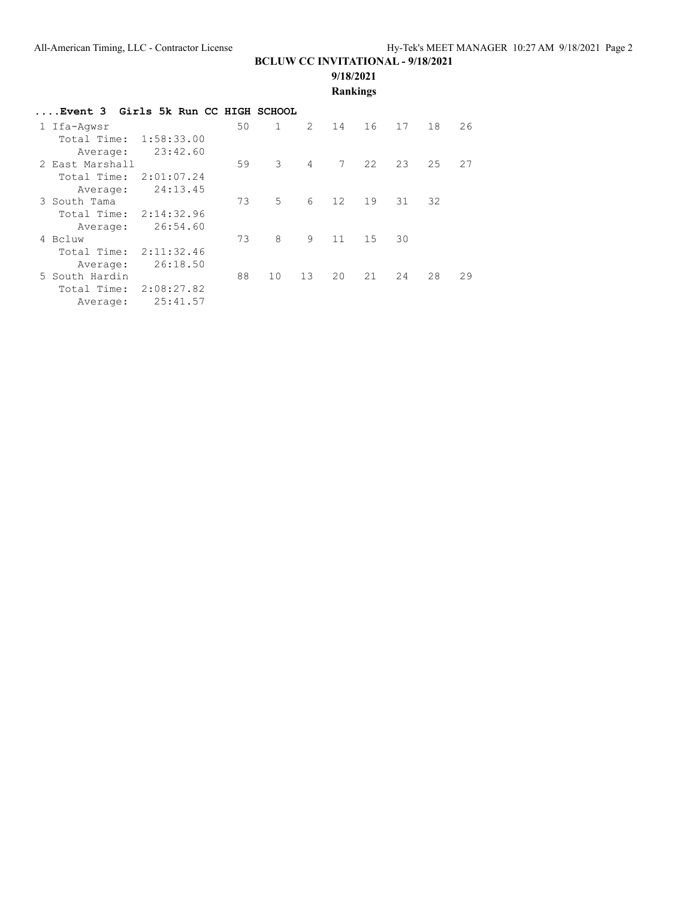**BCLUW CC INVITATIONAL - 9/18/2021**

**9/18/2021**

**Rankings**

**....Event 3 Girls 5k Run CC HIGH SCHOOL**

| | | | | | | | | | |
|---|---|---|---|---|---|---|---|---|---|
| 1 Ifa-Agwsr | | 50 | 1 | 2 | 14 | 16 | 17 | 18 | 26 |
| Total Time: | 1:58:33.00 | | | | | | | | |
| Average: | 23:42.60 | | | | | | | | |
| 2 East Marshall | | 59 | 3 | 4 | 7 | 22 | 23 | 25 | 27 |
| Total Time: | 2:01:07.24 | | | | | | | | |
| Average: | 24:13.45 | | | | | | | | |
| 3 South Tama | | 73 | 5 | 6 | 12 | 19 | 31 | 32 | |
| Total Time: | 2:14:32.96 | | | | | | | | |
| Average: | 26:54.60 | | | | | | | | |
| 4 Bcluw | | 73 | 8 | 9 | 11 | 15 | 30 | | |
| Total Time: | 2:11:32.46 | | | | | | | | |
| Average: | 26:18.50 | | | | | | | | |
| 5 South Hardin | | 88 | 10 | 13 | 20 | 21 | 24 | 28 | 29 |
| Total Time: | 2:08:27.82 | | | | | | | | |
| Average: | 25:41.57 | | | | | | | | |